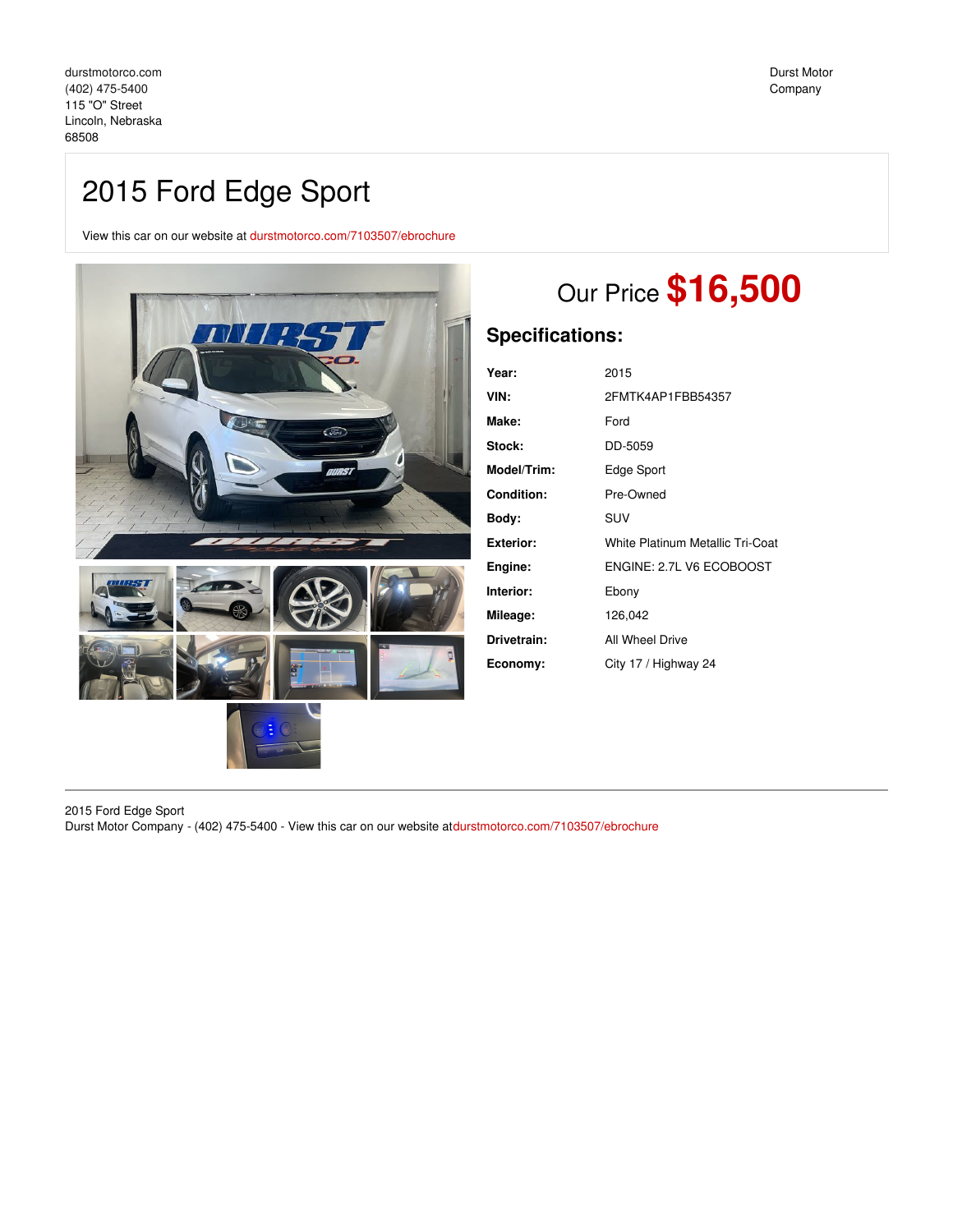durstmotorco.com
(402) 475-5400
115 "O" Street
Lincoln, Nebraska
68508

Durst Motor Company

# 2015 Ford Edge Sport

View this car on our website at durstmotorco.com/7103507/ebrochure

## Our Price **$16,500**

## Specifications:

| | |
|---|---|
| **Year:** | 2015 |
| **VIN:** | 2FMTK4AP1FBB54357 |
| **Make:** | Ford |
| **Stock:** | DD-5059 |
| **Model/Trim:** | Edge Sport |
| **Condition:** | Pre-Owned |
| **Body:** | SUV |
| **Exterior:** | White Platinum Metallic Tri-Coat |
| **Engine:** | ENGINE: 2.7L V6 ECOBOOST |
| **Interior:** | Ebony |
| **Mileage:** | 126,042 |
| **Drivetrain:** | All Wheel Drive |
| **Economy:** | City 17 / Highway 24 |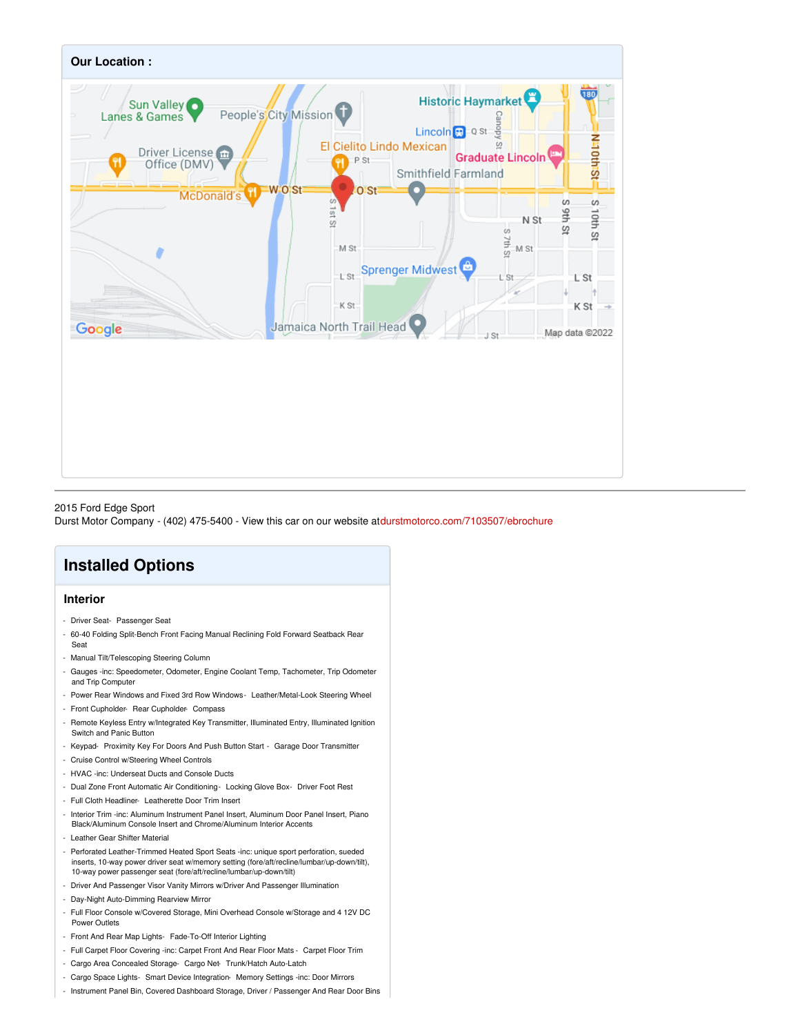## Our Location :

2015 Ford Edge Sport
Durst Motor Company - (402) 475-5400 - View this car on our website atdurstmotorco.com/7103507/ebrochure

# Installed Options

### Interior

- Driver Seat- Passenger Seat
- 60-40 Folding Split-Bench Front Facing Manual Reclining Fold Forward Seatback Rear Seat
- Manual Tilt/Telescoping Steering Column
- Gauges -inc: Speedometer, Odometer, Engine Coolant Temp, Tachometer, Trip Odometer and Trip Computer
- Power Rear Windows and Fixed 3rd Row Windows- Leather/Metal-Look Steering Wheel
- Front Cupholder- Rear Cupholder- Compass
- Remote Keyless Entry w/Integrated Key Transmitter, Illuminated Entry, Illuminated Ignition Switch and Panic Button
- Keypad- Proximity Key For Doors And Push Button Start - Garage Door Transmitter
- Cruise Control w/Steering Wheel Controls
- HVAC -inc: Underseat Ducts and Console Ducts
- Dual Zone Front Automatic Air Conditioning- Locking Glove Box- Driver Foot Rest
- Full Cloth Headliner- Leatherette Door Trim Insert
- Interior Trim -inc: Aluminum Instrument Panel Insert, Aluminum Door Panel Insert, Piano Black/Aluminum Console Insert and Chrome/Aluminum Interior Accents
- Leather Gear Shifter Material
- Perforated Leather-Trimmed Heated Sport Seats -inc: unique sport perforation, sueded inserts, 10-way power driver seat w/memory setting (fore/aft/recline/lumbar/up-down/tilt), 10-way power passenger seat (fore/aft/recline/lumbar/up-down/tilt)
- Driver And Passenger Visor Vanity Mirrors w/Driver And Passenger Illumination
- Day-Night Auto-Dimming Rearview Mirror
- Full Floor Console w/Covered Storage, Mini Overhead Console w/Storage and 4 12V DC Power Outlets
- Front And Rear Map Lights- Fade-To-Off Interior Lighting
- Full Carpet Floor Covering -inc: Carpet Front And Rear Floor Mats - Carpet Floor Trim
- Cargo Area Concealed Storage- Cargo Net- Trunk/Hatch Auto-Latch
- Cargo Space Lights- Smart Device Integration- Memory Settings -inc: Door Mirrors
- Instrument Panel Bin, Covered Dashboard Storage, Driver / Passenger And Rear Door Bins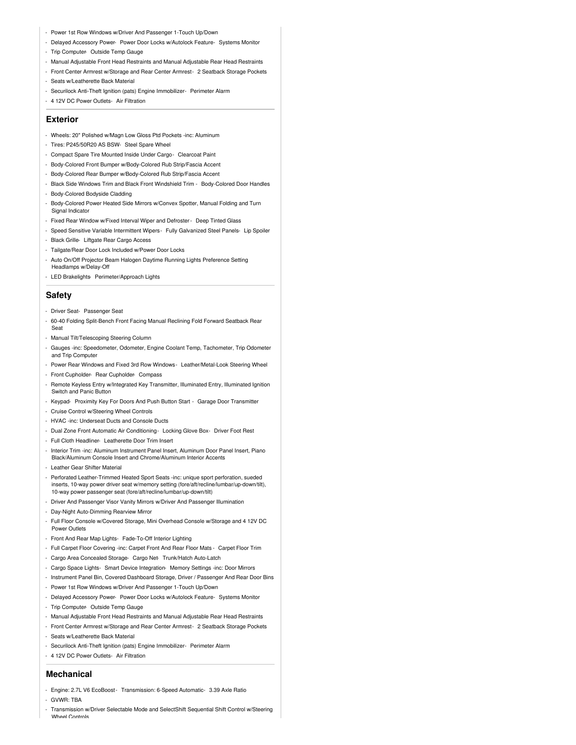- Power 1st Row Windows w/Driver And Passenger 1-Touch Up/Down
- Delayed Accessory Power- Power Door Locks w/Autolock Feature- Systems Monitor
- Trip Computer- Outside Temp Gauge
- Manual Adjustable Front Head Restraints and Manual Adjustable Rear Head Restraints
- Front Center Armrest w/Storage and Rear Center Armrest- 2 Seatback Storage Pockets
- Seats w/Leatherette Back Material
- Securilock Anti-Theft Ignition (pats) Engine Immobilizer- Perimeter Alarm
- 4 12V DC Power Outlets- Air Filtration

## Exterior

- Wheels: 20" Polished w/Magn Low Gloss Ptd Pockets -inc: Aluminum
- Tires: P245/50R20 AS BSW- Steel Spare Wheel
- Compact Spare Tire Mounted Inside Under Cargo- Clearcoat Paint
- Body-Colored Front Bumper w/Body-Colored Rub Strip/Fascia Accent
- Body-Colored Rear Bumper w/Body-Colored Rub Strip/Fascia Accent
- Black Side Windows Trim and Black Front Windshield Trim - Body-Colored Door Handles
- Body-Colored Bodyside Cladding
- Body-Colored Power Heated Side Mirrors w/Convex Spotter, Manual Folding and Turn Signal Indicator
- Fixed Rear Window w/Fixed Interval Wiper and Defroster- Deep Tinted Glass
- Speed Sensitive Variable Intermittent Wipers- Fully Galvanized Steel Panels- Lip Spoiler
- Black Grille- Liftgate Rear Cargo Access
- Tailgate/Rear Door Lock Included w/Power Door Locks
- Auto On/Off Projector Beam Halogen Daytime Running Lights Preference Setting Headlamps w/Delay-Off
- LED Brakelights- Perimeter/Approach Lights

## Safety

- Driver Seat- Passenger Seat
- 60-40 Folding Split-Bench Front Facing Manual Reclining Fold Forward Seatback Rear Seat
- Manual Tilt/Telescoping Steering Column
- Gauges -inc: Speedometer, Odometer, Engine Coolant Temp, Tachometer, Trip Odometer and Trip Computer
- Power Rear Windows and Fixed 3rd Row Windows- Leather/Metal-Look Steering Wheel
- Front Cupholder- Rear Cupholder- Compass
- Remote Keyless Entry w/Integrated Key Transmitter, Illuminated Entry, Illuminated Ignition Switch and Panic Button
- Keypad- Proximity Key For Doors And Push Button Start - Garage Door Transmitter
- Cruise Control w/Steering Wheel Controls
- HVAC -inc: Underseat Ducts and Console Ducts
- Dual Zone Front Automatic Air Conditioning- Locking Glove Box- Driver Foot Rest
- Full Cloth Headliner- Leatherette Door Trim Insert
- Interior Trim -inc: Aluminum Instrument Panel Insert, Aluminum Door Panel Insert, Piano Black/Aluminum Console Insert and Chrome/Aluminum Interior Accents
- Leather Gear Shifter Material
- Perforated Leather-Trimmed Heated Sport Seats -inc: unique sport perforation, sueded inserts, 10-way power driver seat w/memory setting (fore/aft/recline/lumbar/up-down/tilt), 10-way power passenger seat (fore/aft/recline/lumbar/up-down/tilt)
- Driver And Passenger Visor Vanity Mirrors w/Driver And Passenger Illumination
- Day-Night Auto-Dimming Rearview Mirror
- Full Floor Console w/Covered Storage, Mini Overhead Console w/Storage and 4 12V DC Power Outlets
- Front And Rear Map Lights- Fade-To-Off Interior Lighting
- Full Carpet Floor Covering -inc: Carpet Front And Rear Floor Mats - Carpet Floor Trim
- Cargo Area Concealed Storage- Cargo Net- Trunk/Hatch Auto-Latch
- Cargo Space Lights- Smart Device Integration- Memory Settings -inc: Door Mirrors
- Instrument Panel Bin, Covered Dashboard Storage, Driver / Passenger And Rear Door Bins
- Power 1st Row Windows w/Driver And Passenger 1-Touch Up/Down
- Delayed Accessory Power- Power Door Locks w/Autolock Feature- Systems Monitor
- Trip Computer- Outside Temp Gauge
- Manual Adjustable Front Head Restraints and Manual Adjustable Rear Head Restraints
- Front Center Armrest w/Storage and Rear Center Armrest- 2 Seatback Storage Pockets
- Seats w/Leatherette Back Material
- Securilock Anti-Theft Ignition (pats) Engine Immobilizer- Perimeter Alarm
- 4 12V DC Power Outlets- Air Filtration

## Mechanical

- Engine: 2.7L V6 EcoBoost- Transmission: 6-Speed Automatic- 3.39 Axle Ratio
- GVWR: TBA
- Transmission w/Driver Selectable Mode and SelectShift Sequential Shift Control w/Steering Wheel Controls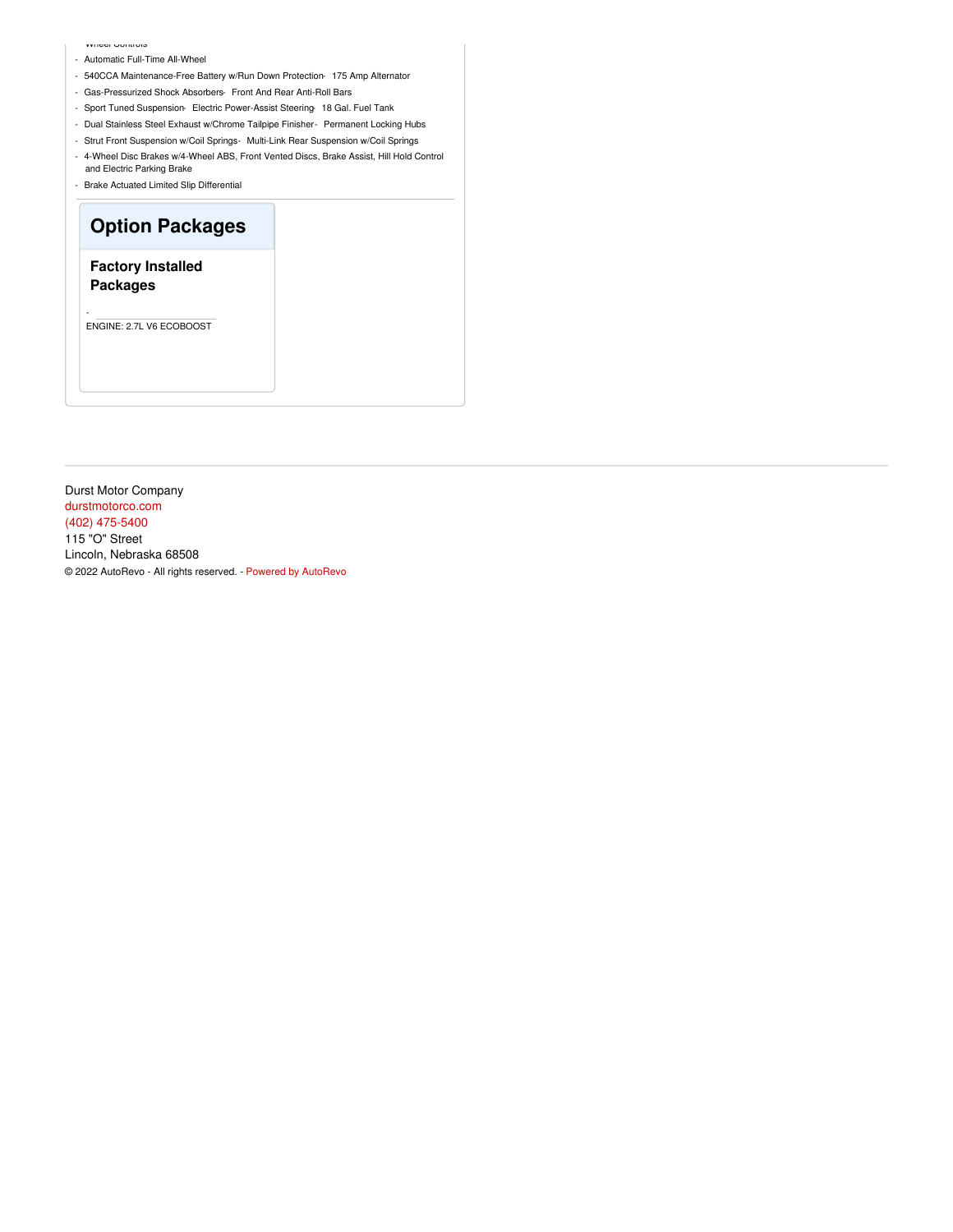- Automatic Full-Time All-Wheel
- 540CCA Maintenance-Free Battery w/Run Down Protection
- 175 Amp Alternator
- Gas-Pressurized Shock Absorbers
- Front And Rear Anti-Roll Bars
- Sport Tuned Suspension
- Electric Power-Assist Steering
- 18 Gal. Fuel Tank
- Dual Stainless Steel Exhaust w/Chrome Tailpipe Finisher
- Permanent Locking Hubs
- Strut Front Suspension w/Coil Springs
- Multi-Link Rear Suspension w/Coil Springs
- 4-Wheel Disc Brakes w/4-Wheel ABS, Front Vented Discs, Brake Assist, Hill Hold Control and Electric Parking Brake
- Brake Actuated Limited Slip Differential

## Option Packages

### Factory Installed Packages

- 

ENGINE: 2.7L V6 ECOBOOST

---

Durst Motor Company
durstmotorco.com
(402) 475-5400
115 "O" Street
Lincoln, Nebraska 68508
© 2022 AutoRevo - All rights reserved. - Powered by AutoRevo